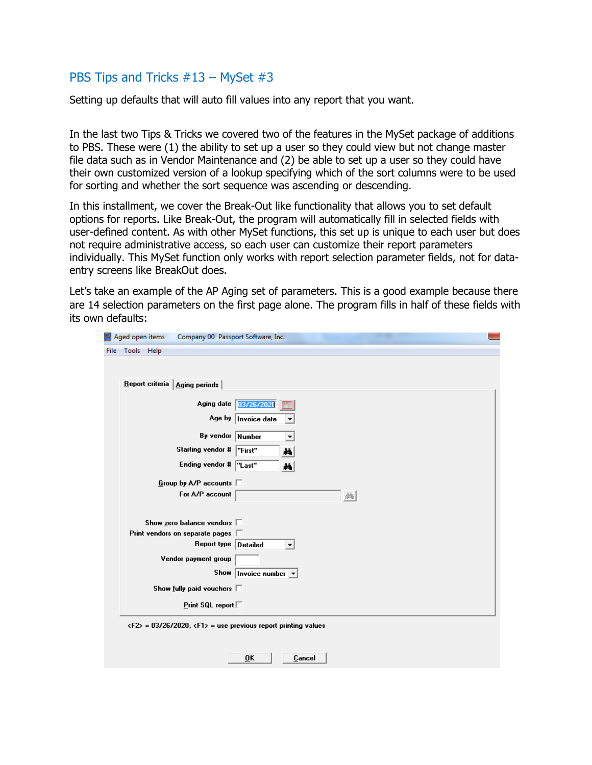## PBS Tips and Tricks #13 – MySet #3

Setting up defaults that will auto fill values into any report that you want.

In the last two Tips & Tricks we covered two of the features in the MySet package of additions to PBS. These were (1) the ability to set up a user so they could view but not change master file data such as in Vendor Maintenance and (2) be able to set up a user so they could have their own customized version of a lookup specifying which of the sort columns were to be used for sorting and whether the sort sequence was ascending or descending.

In this installment, we cover the Break-Out like functionality that allows you to set default options for reports. Like Break-Out, the program will automatically fill in selected fields with user-defined content. As with other MySet functions, this set up is unique to each user but does not require administrative access, so each user can customize their report parameters individually. This MySet function only works with report selection parameter fields, not for data-entry screens like BreakOut does.

Let's take an example of the AP Aging set of parameters. This is a good example because there are 14 selection parameters on the first page alone. The program fills in half of these fields with its own defaults: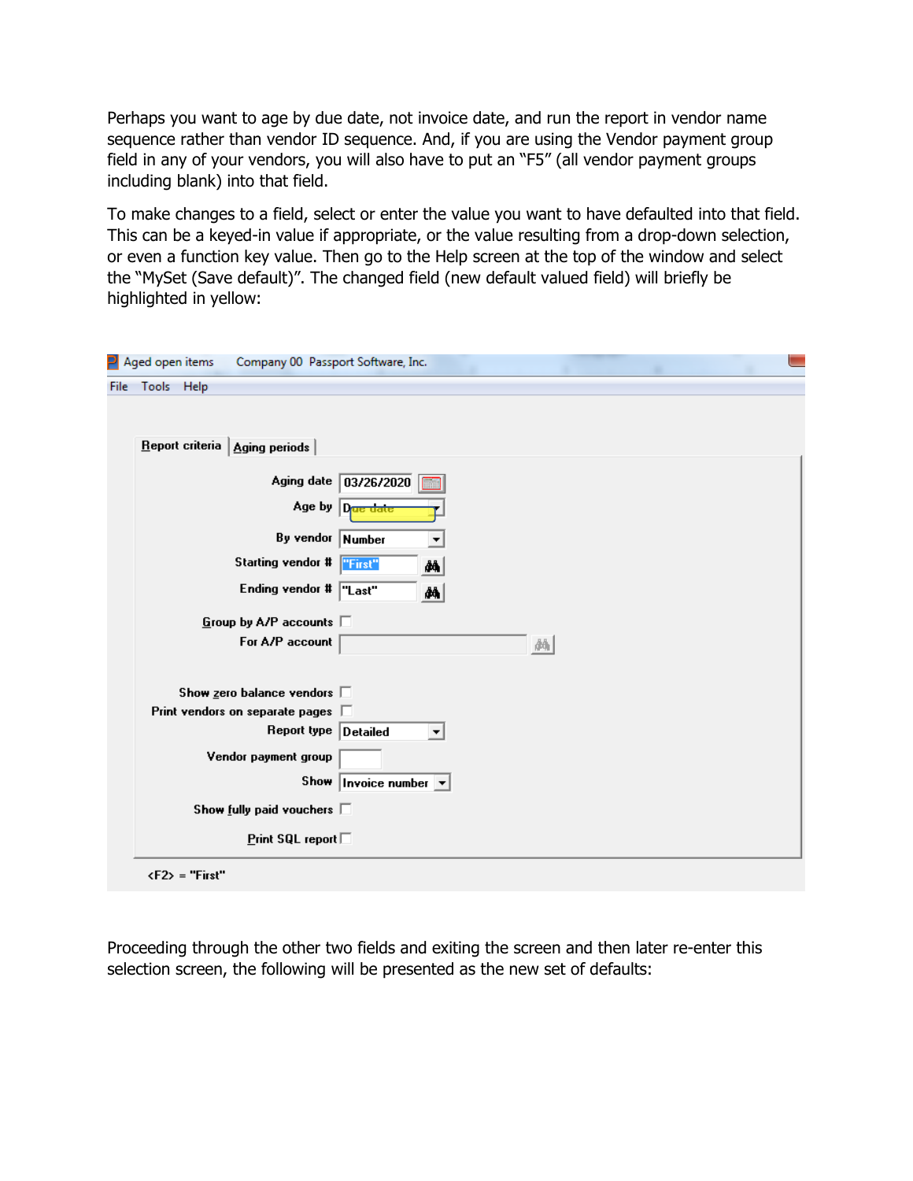Perhaps you want to age by due date, not invoice date, and run the report in vendor name sequence rather than vendor ID sequence. And, if you are using the Vendor payment group field in any of your vendors, you will also have to put an "F5" (all vendor payment groups including blank) into that field.

To make changes to a field, select or enter the value you want to have defaulted into that field. This can be a keyed-in value if appropriate, or the value resulting from a drop-down selection, or even a function key value. Then go to the Help screen at the top of the window and select the "MySet (Save default)". The changed field (new default valued field) will briefly be highlighted in yellow:

Aged open items    Company 00  Passport Software, Inc.

File  Tools  Help

Report criteria | Aging periods

| | |
|---|---|
| Aging date | 03/26/2020 |
| Age by | Due date |
| By vendor | Number |
| Starting vendor # | "First" |
| Ending vendor # | "Last" |
| Group by A/P accounts | ☐ |
| For A/P account | |
| Show zero balance vendors | ☐ |
| Print vendors on separate pages | ☐ |
| Report type | Detailed |
| Vendor payment group | |
| Show | Invoice number |
| Show fully paid vouchers | ☐ |
| Print SQL report | ☐ |

<F2> = "First"

Proceeding through the other two fields and exiting the screen and then later re-enter this selection screen, the following will be presented as the new set of defaults: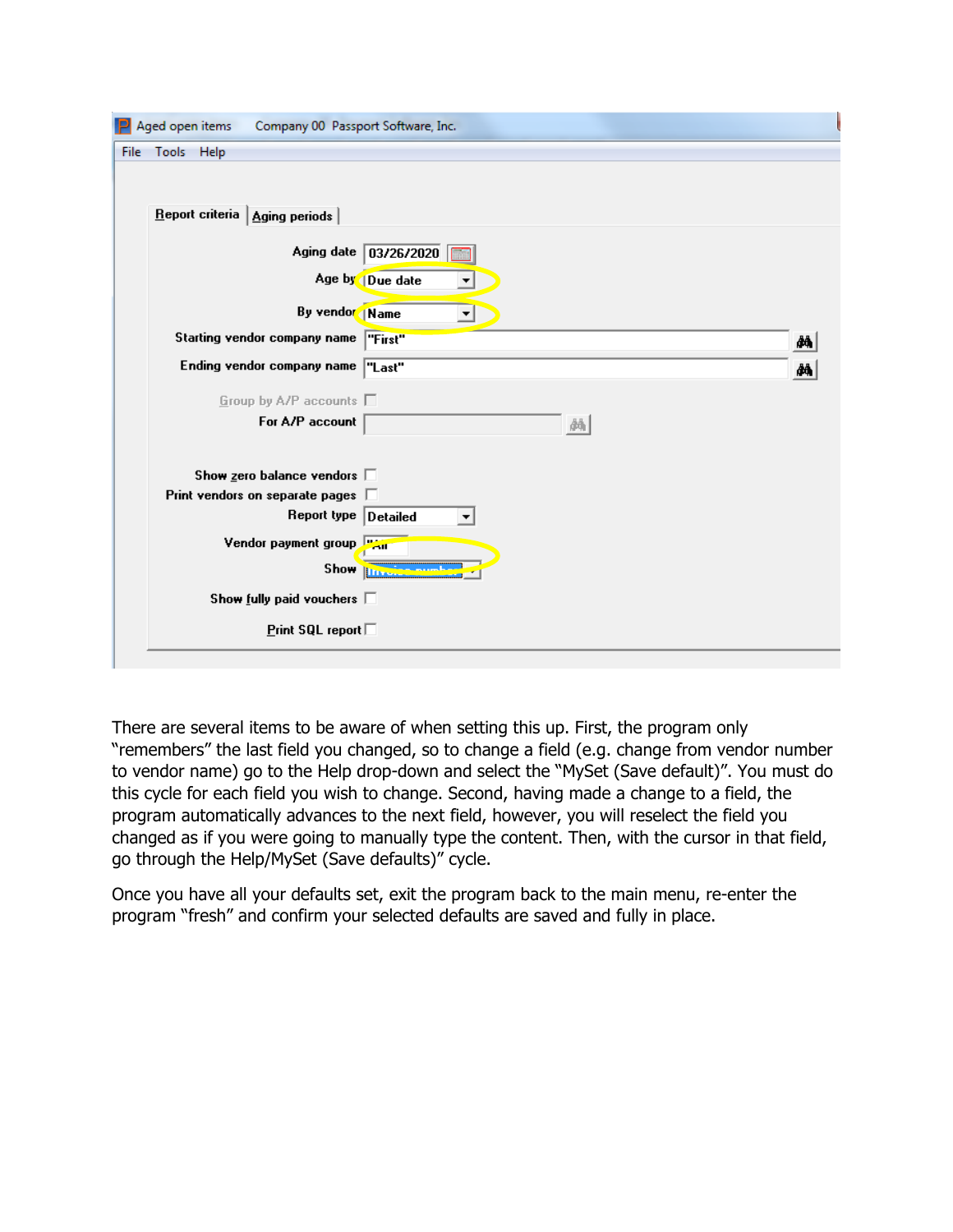Aged open items Company 00 Passport Software, Inc.

File Tools Help

Report criteria | Aging periods

Aging date 03/26/2020

Age by Due date

By vendor Name

Starting vendor company name "First"

Ending vendor company name "Last"

Group by A/P accounts

For A/P account

Show zero balance vendors

Print vendors on separate pages

Report type Detailed

Vendor payment group "All"

Show Invoice number

Show fully paid vouchers

Print SQL report

There are several items to be aware of when setting this up. First, the program only "remembers" the last field you changed, so to change a field (e.g. change from vendor number to vendor name) go to the Help drop-down and select the "MySet (Save default)". You must do this cycle for each field you wish to change. Second, having made a change to a field, the program automatically advances to the next field, however, you will reselect the field you changed as if you were going to manually type the content. Then, with the cursor in that field, go through the Help/MySet (Save defaults)" cycle.

Once you have all your defaults set, exit the program back to the main menu, re-enter the program "fresh" and confirm your selected defaults are saved and fully in place.